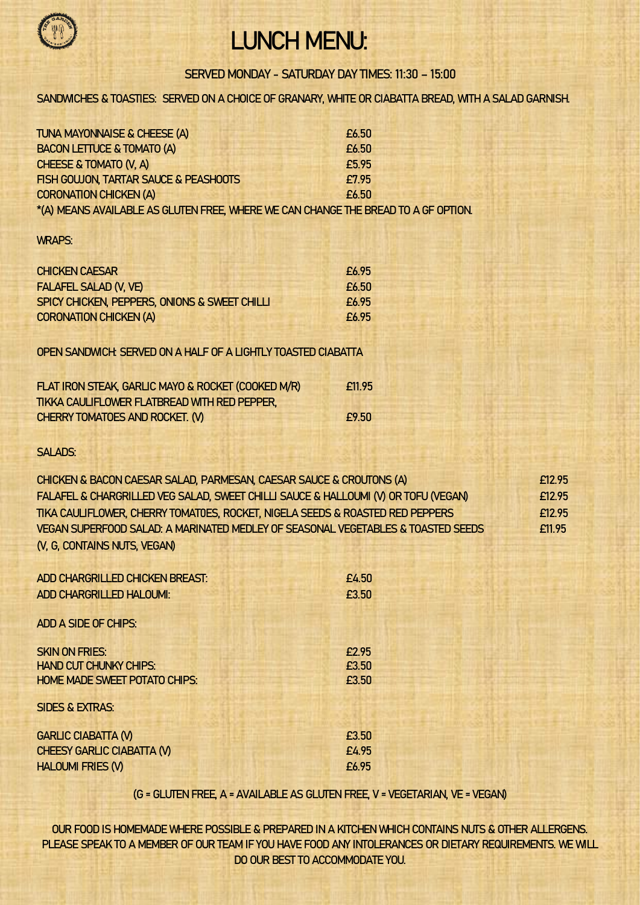# LUNCH MENU:

SERVED MONDAY - SATURDAY DAY TIMES: 11:30 – 15:00

SANDWICHES & TOASTIES: SERVED ON A CHOICE OF GRANARY, WHITE OR CIABATTA BREAD, WITH A SALAD GARNISH.

| | |
|---|---|
| TUNA MAYONNAISE & CHEESE (A) | £6.50 |
| BACON LETTUCE & TOMATO (A) | £6.50 |
| CHEESE & TOMATO (V, A) | £5.95 |
| FISH GOUJON, TARTAR SAUCE & PEASHOOTS | £7.95 |
| CORONATION CHICKEN (A) | £6.50 |

*(A) MEANS AVAILABLE AS GLUTEN FREE, WHERE WE CAN CHANGE THE BREAD TO A GF OPTION.

WRAPS:

| | |
|---|---|
| CHICKEN CAESAR | £6.95 |
| FALAFEL SALAD (V, VE) | £6.50 |
| SPICY CHICKEN, PEPPERS, ONIONS & SWEET CHILLI | £6.95 |
| CORONATION CHICKEN (A) | £6.95 |

OPEN SANDWICH: SERVED ON A HALF OF A LIGHTLY TOASTED CIABATTA

| | |
|---|---|
| FLAT IRON STEAK, GARLIC MAYO & ROCKET (COOKED M/R) | £11.95 |
| TIKKA CAULIFLOWER FLATBREAD WITH RED PEPPER, CHERRY TOMATOES AND ROCKET. (V) | £9.50 |

SALADS:

| | |
|---|---|
| CHICKEN & BACON CAESAR SALAD, PARMESAN, CAESAR SAUCE & CROUTONS (A) | £12.95 |
| FALAFEL & CHARGRILLED VEG SALAD, SWEET CHILLI SAUCE & HALLOUMI (V) OR TOFU (VEGAN) | £12.95 |
| TIKA CAULIFLOWER, CHERRY TOMATOES, ROCKET, NIGELA SEEDS & ROASTED RED PEPPERS | £12.95 |
| VEGAN SUPERFOOD SALAD: A MARINATED MEDLEY OF SEASONAL VEGETABLES & TOASTED SEEDS (V, G, CONTAINS NUTS, VEGAN) | £11.95 |

| | |
|---|---|
| ADD CHARGRILLED CHICKEN BREAST: | £4.50 |
| ADD CHARGRILLED HALOUMI: | £3.50 |

ADD A SIDE OF CHIPS:

| | |
|---|---|
| SKIN ON FRIES: | £2.95 |
| HAND CUT CHUNKY CHIPS: | £3.50 |
| HOME MADE SWEET POTATO CHIPS: | £3.50 |

SIDES & EXTRAS:

| | |
|---|---|
| GARLIC CIABATTA (V) | £3.50 |
| CHEESY GARLIC CIABATTA (V) | £4.95 |
| HALOUMI FRIES (V) | £6.95 |

(G = GLUTEN FREE, A = AVAILABLE AS GLUTEN FREE, V = VEGETARIAN, VE = VEGAN)

OUR FOOD IS HOMEMADE WHERE POSSIBLE & PREPARED IN A KITCHEN WHICH CONTAINS NUTS & OTHER ALLERGENS. PLEASE SPEAK TO A MEMBER OF OUR TEAM IF YOU HAVE FOOD ANY INTOLERANCES OR DIETARY REQUIREMENTS. WE WILL DO OUR BEST TO ACCOMMODATE YOU.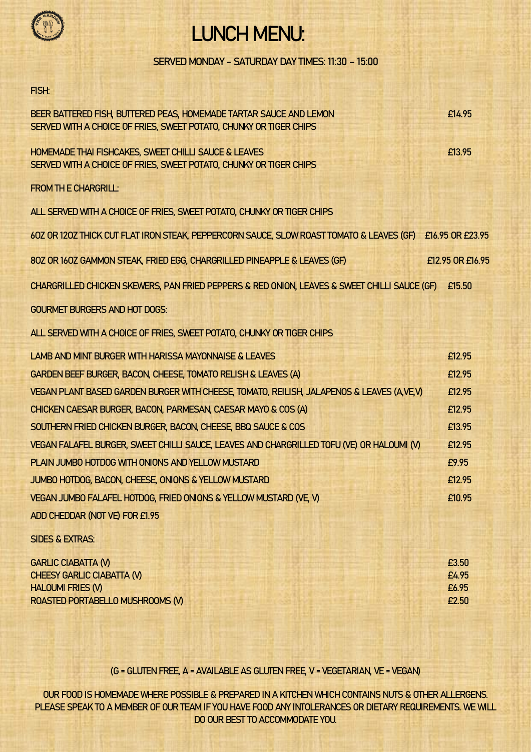# LUNCH MENU:

SERVED MONDAY - SATURDAY DAY TIMES: 11:30 – 15:00

## FISH:

| | |
|---|---|
| BEER BATTERED FISH, BUTTERED PEAS, HOMEMADE TARTAR SAUCE AND LEMON<br>SERVED WITH A CHOICE OF FRIES, SWEET POTATO, CHUNKY OR TIGER CHIPS | £14.95 |
| HOMEMADE THAI FISHCAKES, SWEET CHILLI SAUCE & LEAVES<br>SERVED WITH A CHOICE OF FRIES, SWEET POTATO, CHUNKY OR TIGER CHIPS | £13.95 |

## FROM TH E CHARGRILL:

ALL SERVED WITH A CHOICE OF FRIES, SWEET POTATO, CHUNKY OR TIGER CHIPS

| | |
|---|---|
| 6OZ OR 12OZ THICK CUT FLAT IRON STEAK, PEPPERCORN SAUCE, SLOW ROAST TOMATO & LEAVES (GF) | £16.95 OR £23.95 |
| 8OZ OR 16OZ GAMMON STEAK, FRIED EGG, CHARGRILLED PINEAPPLE & LEAVES (GF) | £12.95 OR £16.95 |
| CHARGRILLED CHICKEN SKEWERS, PAN FRIED PEPPERS & RED ONION, LEAVES & SWEET CHILLI SAUCE (GF) | £15.50 |

## GOURMET BURGERS AND HOT DOGS:

ALL SERVED WITH A CHOICE OF FRIES, SWEET POTATO, CHUNKY OR TIGER CHIPS

| | |
|---|---|
| LAMB AND MINT BURGER WITH HARISSA MAYONNAISE & LEAVES | £12.95 |
| GARDEN BEEF BURGER, BACON, CHEESE, TOMATO RELISH & LEAVES (A) | £12.95 |
| VEGAN PLANT BASED GARDEN BURGER WITH CHEESE, TOMATO, REILISH, JALAPENOS & LEAVES (A,VE,V) | £12.95 |
| CHICKEN CAESAR BURGER, BACON, PARMESAN, CAESAR MAYO & COS (A) | £12.95 |
| SOUTHERN FRIED CHICKEN BURGER, BACON, CHEESE, BBQ SAUCE & COS | £13.95 |
| VEGAN FALAFEL BURGER, SWEET CHILLI SAUCE, LEAVES AND CHARGRILLED TOFU (VE) OR HALOUMI (V) | £12.95 |
| PLAIN JUMBO HOTDOG WITH ONIONS AND YELLOW MUSTARD | £9.95 |
| JUMBO HOTDOG, BACON, CHEESE, ONIONS & YELLOW MUSTARD | £12.95 |
| VEGAN JUMBO FALAFEL HOTDOG, FRIED ONIONS & YELLOW MUSTARD (VE, V) | £10.95 |

ADD CHEDDAR (NOT VE) FOR £1.95

## SIDES & EXTRAS:

| | |
|---|---|
| GARLIC CIABATTA (V) | £3.50 |
| CHEESY GARLIC CIABATTA (V) | £4.95 |
| HALOUMI FRIES (V) | £6.95 |
| ROASTED PORTABELLO MUSHROOMS (V) | £2.50 |

(G = GLUTEN FREE, A = AVAILABLE AS GLUTEN FREE, V = VEGETARIAN, VE = VEGAN)

OUR FOOD IS HOMEMADE WHERE POSSIBLE & PREPARED IN A KITCHEN WHICH CONTAINS NUTS & OTHER ALLERGENS. PLEASE SPEAK TO A MEMBER OF OUR TEAM IF YOU HAVE FOOD ANY INTOLERANCES OR DIETARY REQUIREMENTS. WE WILL DO OUR BEST TO ACCOMMODATE YOU.